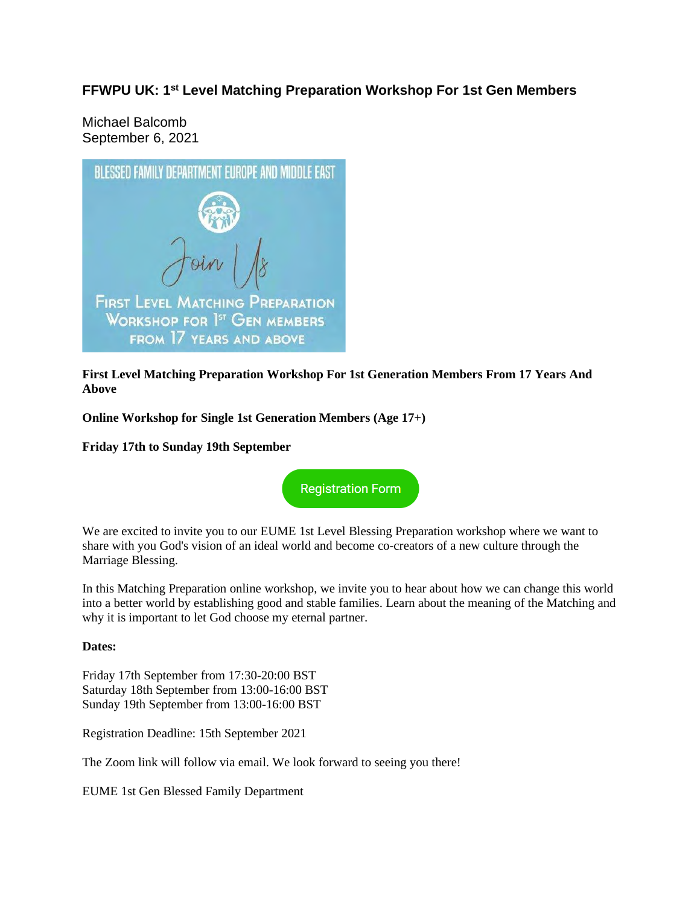# FFWPU UK: 1st Level Matching Preparation Workshop For 1st Gen Members

Michael Balcomb
September 6, 2021

BLESSED FAMILY DEPARTMENT EUROPE AND MIDDLE EAST

Join Us

FIRST LEVEL MATCHING PREPARATION WORKSHOP FOR 1ST GEN MEMBERS FROM 17 YEARS AND ABOVE

**First Level Matching Preparation Workshop For 1st Generation Members From 17 Years And Above**

**Online Workshop for Single 1st Generation Members (Age 17+)**

**Friday 17th to Sunday 19th September**

Registration Form

We are excited to invite you to our EUME 1st Level Blessing Preparation workshop where we want to share with you God's vision of an ideal world and become co-creators of a new culture through the Marriage Blessing.

In this Matching Preparation online workshop, we invite you to hear about how we can change this world into a better world by establishing good and stable families. Learn about the meaning of the Matching and why it is important to let God choose my eternal partner.

**Dates:**

Friday 17th September from 17:30-20:00 BST
Saturday 18th September from 13:00-16:00 BST
Sunday 19th September from 13:00-16:00 BST

Registration Deadline: 15th September 2021

The Zoom link will follow via email. We look forward to seeing you there!

EUME 1st Gen Blessed Family Department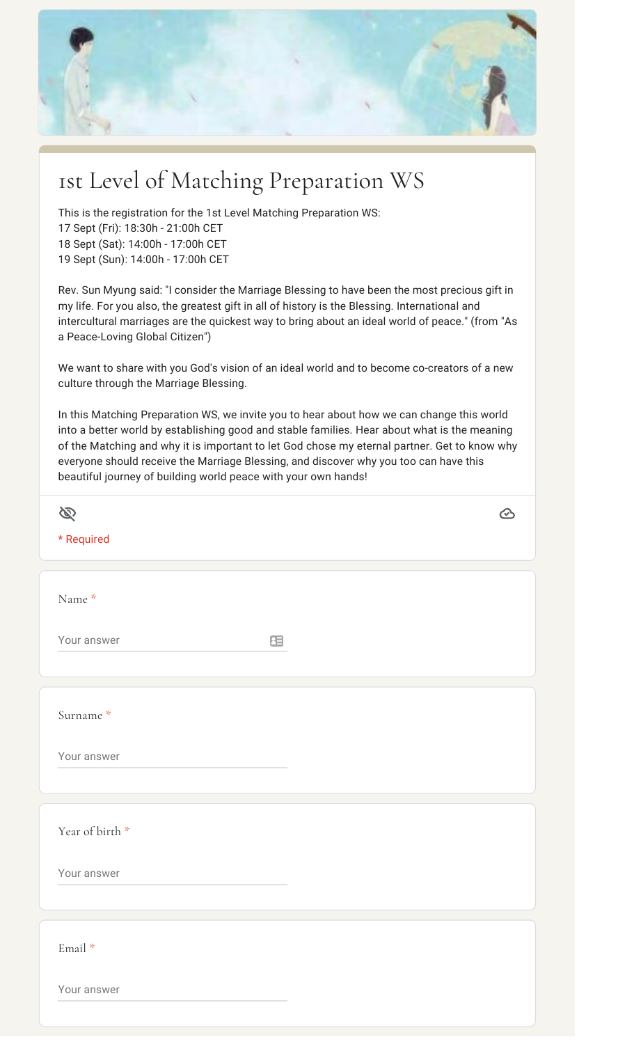# 1st Level of Matching Preparation WS

This is the registration for the 1st Level Matching Preparation WS:
17 Sept (Fri): 18:30h - 21:00h CET
18 Sept (Sat): 14:00h - 17:00h CET
19 Sept (Sun): 14:00h - 17:00h CET

Rev. Sun Myung said: "I consider the Marriage Blessing to have been the most precious gift in my life. For you also, the greatest gift in all of history is the Blessing. International and intercultural marriages are the quickest way to bring about an ideal world of peace." (from "As a Peace-Loving Global Citizen")

We want to share with you God's vision of an ideal world and to become co-creators of a new culture through the Marriage Blessing.

In this Matching Preparation WS, we invite you to hear about how we can change this world into a better world by establishing good and stable families. Hear about what is the meaning of the Matching and why it is important to let God chose my eternal partner. Get to know why everyone should receive the Marriage Blessing, and discover why you too can have this beautiful journey of building world peace with your own hands!

* Required

Name *

Your answer

Surname *

Your answer

Year of birth *

Your answer

Email *

Your answer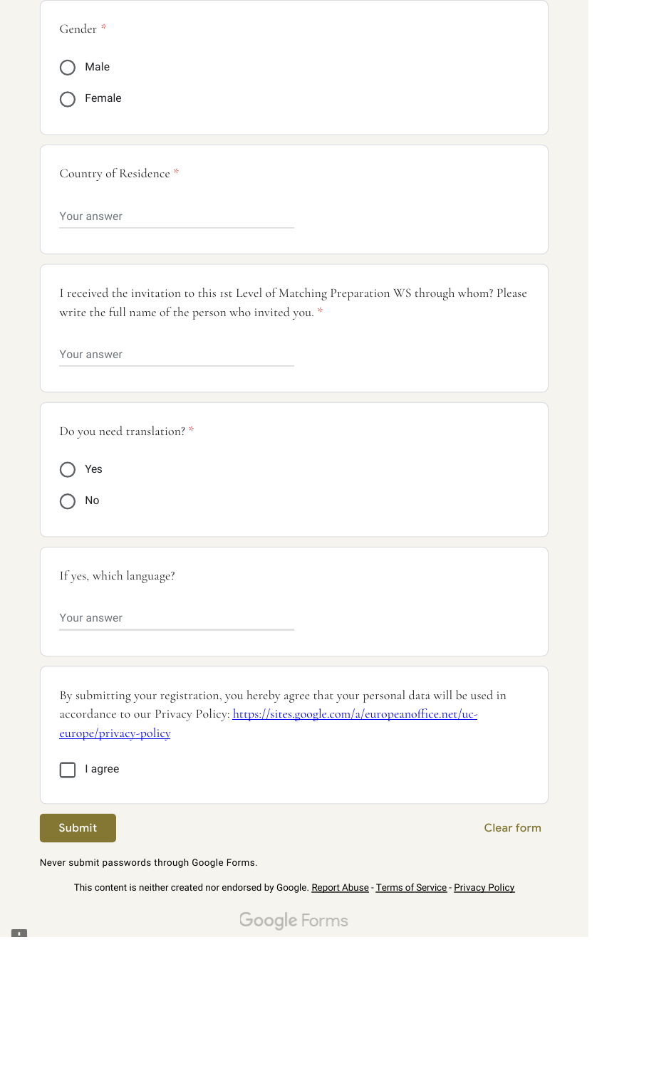Gender *

- ◯ Male
- ◯ Female

Country of Residence *

Your answer

I received the invitation to this 1st Level of Matching Preparation WS through whom? Please write the full name of the person who invited you. *

Your answer

Do you need translation? *

- ◯ Yes
- ◯ No

If yes, which language?

Your answer

By submitting your registration, you hereby agree that your personal data will be used in accordance to our Privacy Policy: [https://sites.google.com/a/europeanoffice.net/uc-europe/privacy-policy](https://sites.google.com/a/europeanoffice.net/uc-europe/privacy-policy)

- [ ] I agree

Submit

Clear form

Never submit passwords through Google Forms.

This content is neither created nor endorsed by Google. Report Abuse - Terms of Service - Privacy Policy

Google Forms